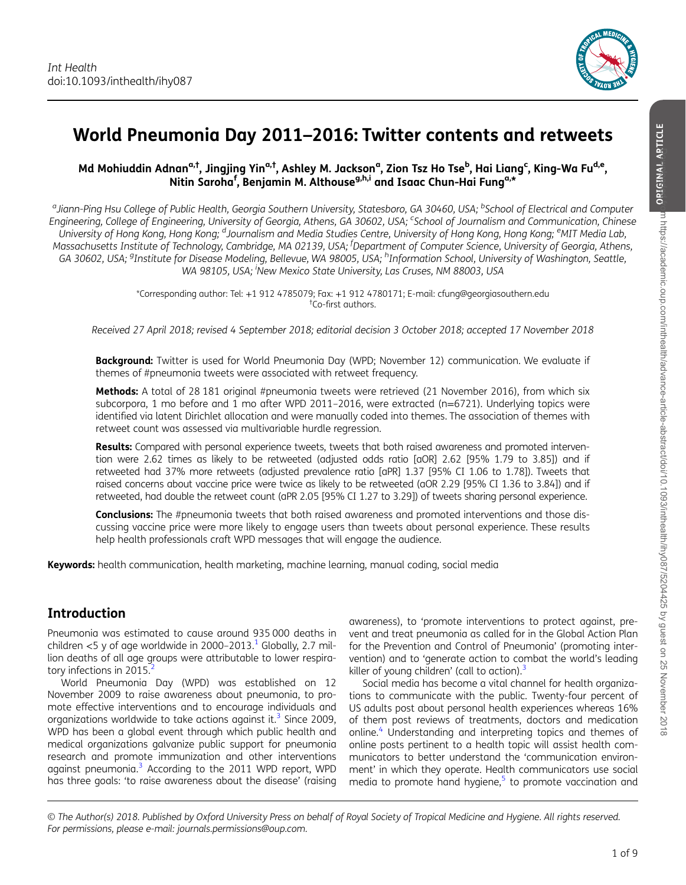# World Pneumonia Day 2011–2016: Twitter contents and retweets

**Md Mohiuddin Adnan[a,†], Jingjing Yin[a,†], Ashley M. Jackson[a], Zion Tsz Ho Tse[b], Hai Liang[c], King-Wa Fu[d,e], Nitin Saroha[f], Benjamin M. Althouse[g,h,i] and Isaac Chun-Hai Fung[a,*]**

[a]Jiann-Ping Hsu College of Public Health, Georgia Southern University, Statesboro, GA 30460, USA; [b]School of Electrical and Computer Engineering, College of Engineering, University of Georgia, Athens, GA 30602, USA; [c]School of Journalism and Communication, Chinese University of Hong Kong, Hong Kong; [d]Journalism and Media Studies Centre, University of Hong Kong, Hong Kong; [e]MIT Media Lab, Massachusetts Institute of Technology, Cambridge, MA 02139, USA; [f]Department of Computer Science, University of Georgia, Athens, GA 30602, USA; [g]Institute for Disease Modeling, Bellevue, WA 98005, USA; [h]Information School, University of Washington, Seattle, WA 98105, USA; [i]New Mexico State University, Las Cruses, NM 88003, USA

*Corresponding author: Tel: +1 912 4785079; Fax: +1 912 4780171; E-mail: cfung@georgiasouthern.edu
†Co-first authors.

*Received 27 April 2018; revised 4 September 2018; editorial decision 3 October 2018; accepted 17 November 2018*

**Background:** Twitter is used for World Pneumonia Day (WPD; November 12) communication. We evaluate if themes of #pneumonia tweets were associated with retweet frequency.

**Methods:** A total of 28 181 original #pneumonia tweets were retrieved (21 November 2016), from which six subcorpora, 1 mo before and 1 mo after WPD 2011–2016, were extracted (n=6721). Underlying topics were identified via latent Dirichlet allocation and were manually coded into themes. The association of themes with retweet count was assessed via multivariable hurdle regression.

**Results:** Compared with personal experience tweets, tweets that both raised awareness and promoted intervention were 2.62 times as likely to be retweeted (adjusted odds ratio [aOR] 2.62 [95% 1.79 to 3.85]) and if retweeted had 37% more retweets (adjusted prevalence ratio [aPR] 1.37 [95% CI 1.06 to 1.78]). Tweets that raised concerns about vaccine price were twice as likely to be retweeted (aOR 2.29 [95% CI 1.36 to 3.84]) and if retweeted, had double the retweet count (aPR 2.05 [95% CI 1.27 to 3.29]) of tweets sharing personal experience.

**Conclusions:** The #pneumonia tweets that both raised awareness and promoted interventions and those discussing vaccine price were more likely to engage users than tweets about personal experience. These results help health professionals craft WPD messages that will engage the audience.

**Keywords:** health communication, health marketing, machine learning, manual coding, social media

## Introduction

Pneumonia was estimated to cause around 935 000 deaths in children <5 y of age worldwide in 2000–2013.[1] Globally, 2.7 million deaths of all age groups were attributable to lower respiratory infections in 2015.[2]

World Pneumonia Day (WPD) was established on 12 November 2009 to raise awareness about pneumonia, to promote effective interventions and to encourage individuals and organizations worldwide to take actions against it.[3] Since 2009, WPD has been a global event through which public health and medical organizations galvanize public support for pneumonia research and promote immunization and other interventions against pneumonia.[3] According to the 2011 WPD report, WPD has three goals: 'to raise awareness about the disease' (raising awareness), to 'promote interventions to protect against, prevent and treat pneumonia as called for in the Global Action Plan for the Prevention and Control of Pneumonia' (promoting intervention) and to 'generate action to combat the world's leading killer of young children' (call to action).[3]

Social media has become a vital channel for health organizations to communicate with the public. Twenty-four percent of US adults post about personal health experiences whereas 16% of them post reviews of treatments, doctors and medication online.[4] Understanding and interpreting topics and themes of online posts pertinent to a health topic will assist health communicators to better understand the 'communication environment' in which they operate. Health communicators use social media to promote hand hygiene,[5] to promote vaccination and

© The Author(s) 2018. Published by Oxford University Press on behalf of Royal Society of Tropical Medicine and Hygiene. All rights reserved. For permissions, please e-mail: journals.permissions@oup.com.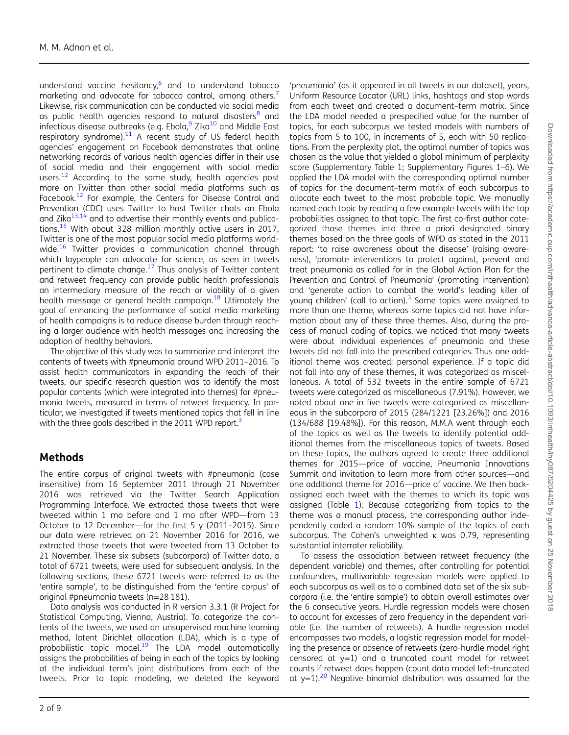understand vaccine hesitancy,[6] and to understand tobacco marketing and advocate for tobacco control, among others.[7] Likewise, risk communication can be conducted via social media as public health agencies respond to natural disasters[8] and infectious disease outbreaks (e.g. Ebola,[9] Zika[10] and Middle East respiratory syndrome).[11] A recent study of US federal health agencies' engagement on Facebook demonstrates that online networking records of various health agencies differ in their use of social media and their engagement with social media users.[12] According to the same study, health agencies post more on Twitter than other social media platforms such as Facebook.[12] For example, the Centers for Disease Control and Prevention (CDC) uses Twitter to host Twitter chats on Ebola and Zika[13,14] and to advertise their monthly events and publications.[15] With about 328 million monthly active users in 2017, Twitter is one of the most popular social media platforms worldwide.[16] Twitter provides a communication channel through which laypeople can advocate for science, as seen in tweets pertinent to climate change.[17] Thus analysis of Twitter content and retweet frequency can provide public health professionals an intermediary measure of the reach or viability of a given health message or general health campaign.[18] Ultimately the goal of enhancing the performance of social media marketing of health campaigns is to reduce disease burden through reaching a larger audience with health messages and increasing the adoption of healthy behaviors.

The objective of this study was to summarize and interpret the contents of tweets with #pneumonia around WPD 2011–2016. To assist health communicators in expanding the reach of their tweets, our specific research question was to identify the most popular contents (which were integrated into themes) for #pneumonia tweets, measured in terms of retweet frequency. In particular, we investigated if tweets mentioned topics that fell in line with the three goals described in the 2011 WPD report.[3]

## Methods

The entire corpus of original tweets with #pneumonia (case insensitive) from 16 September 2011 through 21 November 2016 was retrieved via the Twitter Search Application Programming Interface. We extracted those tweets that were tweeted within 1 mo before and 1 mo after WPD—from 13 October to 12 December—for the first 5 y (2011–2015). Since our data were retrieved on 21 November 2016 for 2016, we extracted those tweets that were tweeted from 13 October to 21 November. These six subsets (subcorpora) of Twitter data, a total of 6721 tweets, were used for subsequent analysis. In the following sections, these 6721 tweets were referred to as the 'entire sample', to be distinguished from the 'entire corpus' of original #pneumonia tweets (n=28 181).

Data analysis was conducted in R version 3.3.1 (R Project for Statistical Computing, Vienna, Austria). To categorize the contents of the tweets, we used an unsupervised machine learning method, latent Dirichlet allocation (LDA), which is a type of probabilistic topic model.[19] The LDA model automatically assigns the probabilities of being in each of the topics by looking at the individual term's joint distributions from each of the tweets. Prior to topic modeling, we deleted the keyword 'pneumonia' (as it appeared in all tweets in our dataset), years, Uniform Resource Locator (URL) links, hashtags and stop words from each tweet and created a document–term matrix. Since the LDA model needed a prespecified value for the number of topics, for each subcorpus we tested models with numbers of topics from 5 to 100, in increments of 5, each with 50 replications. From the perplexity plot, the optimal number of topics was chosen as the value that yielded a global minimum of perplexity score (Supplementary Table 1; Supplementary Figures 1–6). We applied the LDA model with the corresponding optimal number of topics for the document–term matrix of each subcorpus to allocate each tweet to the most probable topic. We manually named each topic by reading a few example tweets with the top probabilities assigned to that topic. The first co-first author categorized those themes into three a priori designated binary themes based on the three goals of WPD as stated in the 2011 report: 'to raise awareness about the disease' (raising awareness), 'promote interventions to protect against, prevent and treat pneumonia as called for in the Global Action Plan for the Prevention and Control of Pneumonia' (promoting intervention) and 'generate action to combat the world's leading killer of young children' (call to action).[3] Some topics were assigned to more than one theme, whereas some topics did not have information about any of these three themes. Also, during the process of manual coding of topics, we noticed that many tweets were about individual experiences of pneumonia and these tweets did not fall into the prescribed categories. Thus one additional theme was created: personal experience. If a topic did not fall into any of these themes, it was categorized as miscellaneous. A total of 532 tweets in the entire sample of 6721 tweets were categorized as miscellaneous (7.91%). However, we noted about one in five tweets were categorized as miscellaneous in the subcorpora of 2015 (284/1221 [23.26%]) and 2016 (134/688 [19.48%]). For this reason, M.M.A went through each of the topics as well as the tweets to identify potential additional themes from the miscellaneous topics of tweets. Based on these topics, the authors agreed to create three additional themes for 2015—price of vaccine, Pneumonia Innovations Summit and invitation to learn more from other sources—and one additional theme for 2016—price of vaccine. We then back-assigned each tweet with the themes to which its topic was assigned (Table 1). Because categorizing from topics to the theme was a manual process, the corresponding author independently coded a random 10% sample of the topics of each subcorpus. The Cohen's unweighted κ was 0.79, representing substantial interrater reliability.

To assess the association between retweet frequency (the dependent variable) and themes, after controlling for potential confounders, multivariable regression models were applied to each subcorpus as well as to a combined data set of the six subcorpora (i.e. the 'entire sample') to obtain overall estimates over the 6 consecutive years. Hurdle regression models were chosen to account for excesses of zero frequency in the dependent variable (i.e. the number of retweets). A hurdle regression model encompasses two models, a logistic regression model for modeling the presence or absence of retweets (zero-hurdle model right censored at y=1) and a truncated count model for retweet counts if retweet does happen (count data model left-truncated at y=1).[20] Negative binomial distribution was assumed for the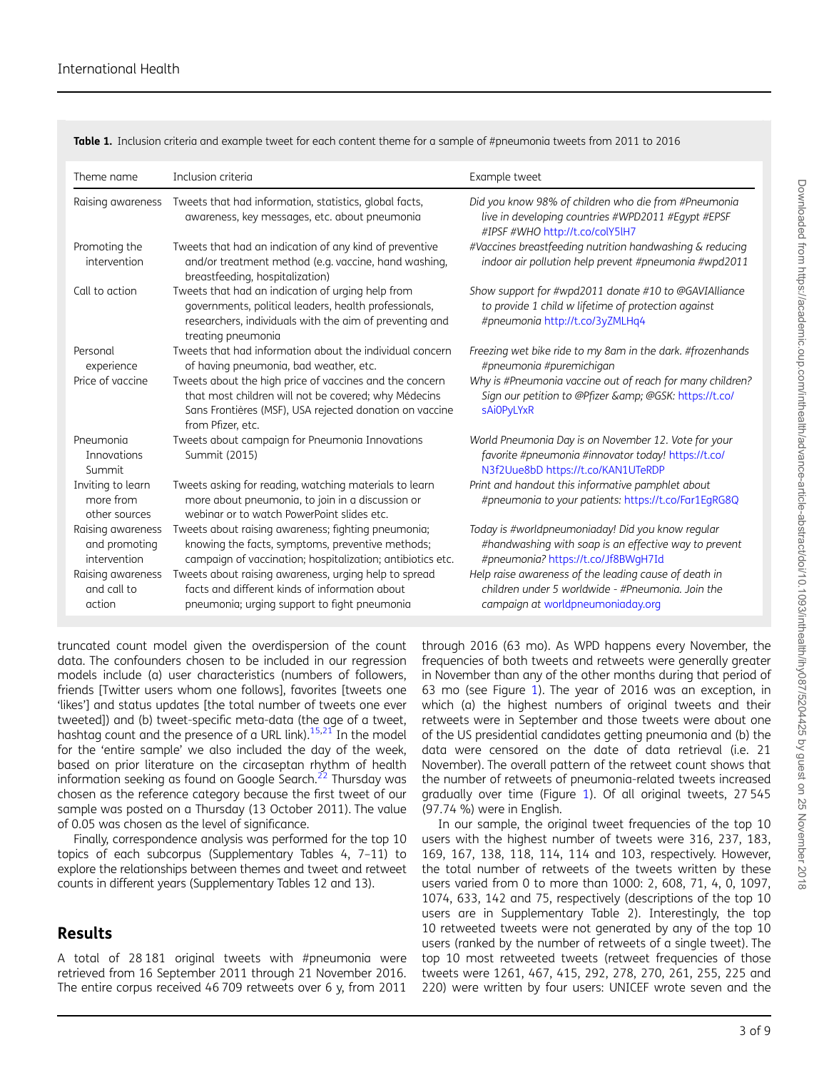**Table 1.** Inclusion criteria and example tweet for each content theme for a sample of #pneumonia tweets from 2011 to 2016

| Theme name | Inclusion criteria | Example tweet |
|---|---|---|
| Raising awareness | Tweets that had information, statistics, global facts, awareness, key messages, etc. about pneumonia | *Did you know 98% of children who die from #Pneumonia live in developing countries #WPD2011 #Egypt #EPSF #IPSF #WHO* http://t.co/colY5lH7 |
| Promoting the intervention | Tweets that had an indication of any kind of preventive and/or treatment method (e.g. vaccine, hand washing, breastfeeding, hospitalization) | *#Vaccines breastfeeding nutrition handwashing & reducing indoor air pollution help prevent #pneumonia #wpd2011* |
| Call to action | Tweets that had an indication of urging help from governments, political leaders, health professionals, researchers, individuals with the aim of preventing and treating pneumonia | *Show support for #wpd2011 donate #10 to @GAVIAlliance to provide 1 child w lifetime of protection against #pneumonia* http://t.co/3yZMLHq4 |
| Personal experience | Tweets that had information about the individual concern of having pneumonia, bad weather, etc. | *Freezing wet bike ride to my 8am in the dark. #frozenhands #pneumonia #puremichigan* |
| Price of vaccine | Tweets about the high price of vaccines and the concern that most children will not be covered; why Médecins Sans Frontières (MSF), USA rejected donation on vaccine from Pfizer, etc. | *Why is #Pneumonia vaccine out of reach for many children? Sign our petition to @Pfizer &amp; @GSK:* https://t.co/sAi0PyLYxR |
| Pneumonia Innovations Summit | Tweets about campaign for Pneumonia Innovations Summit (2015) | *World Pneumonia Day is on November 12. Vote for your favorite #pneumonia #innovator today!* https://t.co/N3f2Uue8bD https://t.co/KAN1UTeRDP |
| Inviting to learn more from other sources | Tweets asking for reading, watching materials to learn more about pneumonia, to join in a discussion or webinar or to watch PowerPoint slides etc. | *Print and handout this informative pamphlet about #pneumonia to your patients:* https://t.co/Far1EgRG8Q |
| Raising awareness and promoting intervention | Tweets about raising awareness; fighting pneumonia; knowing the facts, symptoms, preventive methods; campaign of vaccination; hospitalization; antibiotics etc. | *Today is #worldpneumoniaday! Did you know regular #handwashing with soap is an effective way to prevent #pneumonia?* https://t.co/Jf8BWgH7Id |
| Raising awareness and call to action | Tweets about raising awareness, urging help to spread facts and different kinds of information about pneumonia; urging support to fight pneumonia | *Help raise awareness of the leading cause of death in children under 5 worldwide - #Pneumonia. Join the campaign at* worldpneumoniaday.org |

truncated count model given the overdispersion of the count data. The confounders chosen to be included in our regression models include (a) user characteristics (numbers of followers, friends [Twitter users whom one follows], favorites [tweets one 'likes'] and status updates [the total number of tweets one ever tweeted]) and (b) tweet-specific meta-data (the age of a tweet, hashtag count and the presence of a URL link).[15,21] In the model for the 'entire sample' we also included the day of the week, based on prior literature on the circaseptan rhythm of health information seeking as found on Google Search.[22] Thursday was chosen as the reference category because the first tweet of our sample was posted on a Thursday (13 October 2011). The value of 0.05 was chosen as the level of significance.

Finally, correspondence analysis was performed for the top 10 topics of each subcorpus (Supplementary Tables 4, 7–11) to explore the relationships between themes and tweet and retweet counts in different years (Supplementary Tables 12 and 13).

## Results

A total of 28 181 original tweets with #pneumonia were retrieved from 16 September 2011 through 21 November 2016. The entire corpus received 46 709 retweets over 6 y, from 2011 through 2016 (63 mo). As WPD happens every November, the frequencies of both tweets and retweets were generally greater in November than any of the other months during that period of 63 mo (see Figure 1). The year of 2016 was an exception, in which (a) the highest numbers of original tweets and their retweets were in September and those tweets were about one of the US presidential candidates getting pneumonia and (b) the data were censored on the date of data retrieval (i.e. 21 November). The overall pattern of the retweet count shows that the number of retweets of pneumonia-related tweets increased gradually over time (Figure 1). Of all original tweets, 27 545 (97.74 %) were in English.

In our sample, the original tweet frequencies of the top 10 users with the highest number of tweets were 316, 237, 183, 169, 167, 138, 118, 114, 114 and 103, respectively. However, the total number of retweets of the tweets written by these users varied from 0 to more than 1000: 2, 608, 71, 4, 0, 1097, 1074, 633, 142 and 75, respectively (descriptions of the top 10 users are in Supplementary Table 2). Interestingly, the top 10 retweeted tweets were not generated by any of the top 10 users (ranked by the number of retweets of a single tweet). The top 10 most retweeted tweets (retweet frequencies of those tweets were 1261, 467, 415, 292, 278, 270, 261, 255, 225 and 220) were written by four users: UNICEF wrote seven and the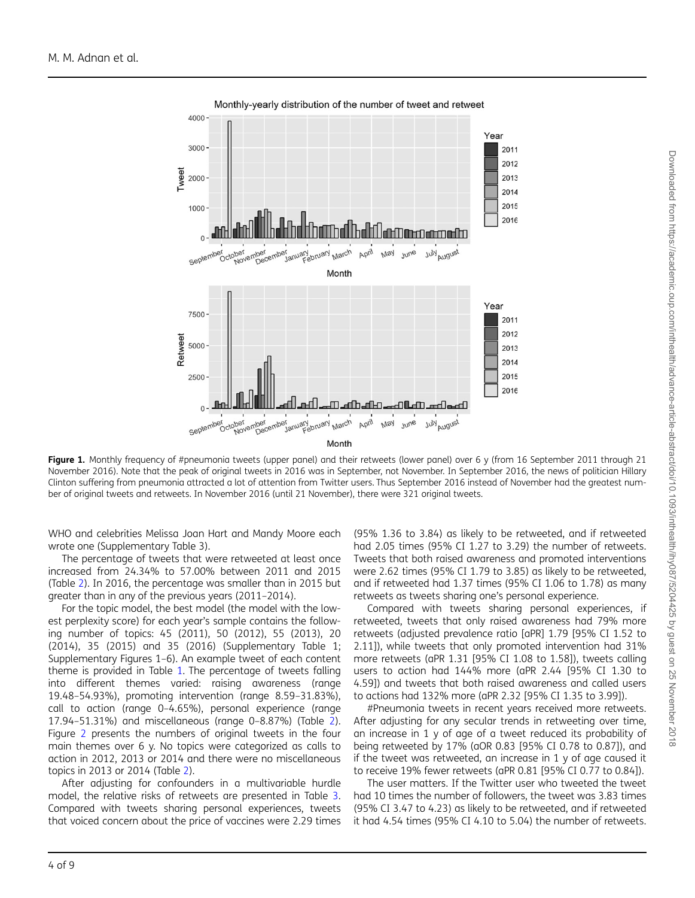Figure 1. Monthly frequency of #pneumonia tweets (upper panel) and their retweets (lower panel) over 6 y (from 16 September 2011 through 21 November 2016). Note that the peak of original tweets in 2016 was in September, not November. In September 2016, the news of politician Hillary Clinton suffering from pneumonia attracted a lot of attention from Twitter users. Thus September 2016 instead of November had the greatest number of original tweets and retweets. In November 2016 (until 21 November), there were 321 original tweets.

WHO and celebrities Melissa Joan Hart and Mandy Moore each wrote one (Supplementary Table 3).

The percentage of tweets that were retweeted at least once increased from 24.34% to 57.00% between 2011 and 2015 (Table 2). In 2016, the percentage was smaller than in 2015 but greater than in any of the previous years (2011–2014).

For the topic model, the best model (the model with the lowest perplexity score) for each year's sample contains the following number of topics: 45 (2011), 50 (2012), 55 (2013), 20 (2014), 35 (2015) and 35 (2016) (Supplementary Table 1; Supplementary Figures 1–6). An example tweet of each content theme is provided in Table 1. The percentage of tweets falling into different themes varied: raising awareness (range 19.48–54.93%), promoting intervention (range 8.59–31.83%), call to action (range 0–4.65%), personal experience (range 17.94–51.31%) and miscellaneous (range 0–8.87%) (Table 2). Figure 2 presents the numbers of original tweets in the four main themes over 6 y. No topics were categorized as calls to action in 2012, 2013 or 2014 and there were no miscellaneous topics in 2013 or 2014 (Table 2).

After adjusting for confounders in a multivariable hurdle model, the relative risks of retweets are presented in Table 3. Compared with tweets sharing personal experiences, tweets that voiced concern about the price of vaccines were 2.29 times (95% 1.36 to 3.84) as likely to be retweeted, and if retweeted had 2.05 times (95% CI 1.27 to 3.29) the number of retweets. Tweets that both raised awareness and promoted interventions were 2.62 times (95% CI 1.79 to 3.85) as likely to be retweeted, and if retweeted had 1.37 times (95% CI 1.06 to 1.78) as many retweets as tweets sharing one's personal experience.

Compared with tweets sharing personal experiences, if retweeted, tweets that only raised awareness had 79% more retweets (adjusted prevalence ratio [aPR] 1.79 [95% CI 1.52 to 2.11]), while tweets that only promoted intervention had 31% more retweets (aPR 1.31 [95% CI 1.08 to 1.58]), tweets calling users to action had 144% more (aPR 2.44 [95% CI 1.30 to 4.59]) and tweets that both raised awareness and called users to actions had 132% more (aPR 2.32 [95% CI 1.35 to 3.99]).

#Pneumonia tweets in recent years received more retweets. After adjusting for any secular trends in retweeting over time, an increase in 1 y of age of a tweet reduced its probability of being retweeted by 17% (aOR 0.83 [95% CI 0.78 to 0.87]), and if the tweet was retweeted, an increase in 1 y of age caused it to receive 19% fewer retweets (aPR 0.81 [95% CI 0.77 to 0.84]).

The user matters. If the Twitter user who tweeted the tweet had 10 times the number of followers, the tweet was 3.83 times (95% CI 3.47 to 4.23) as likely to be retweeted, and if retweeted it had 4.54 times (95% CI 4.10 to 5.04) the number of retweets.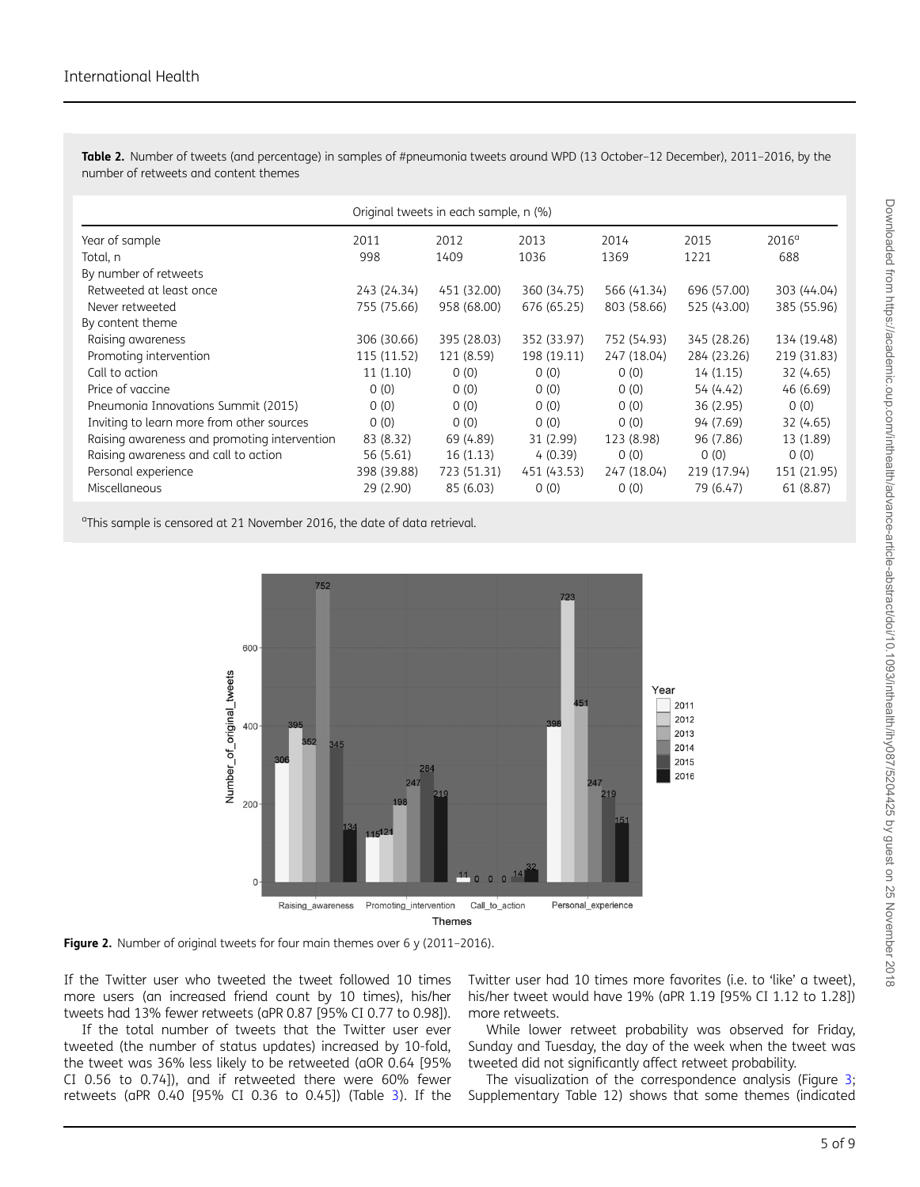**Table 2.** Number of tweets (and percentage) in samples of #pneumonia tweets around WPD (13 October–12 December), 2011–2016, by the number of retweets and content themes

| | Original tweets in each sample, n (%) | | | | | |
|---|---|---|---|---|---|---|
| Year of sample | 2011 | 2012 | 2013 | 2014 | 2015 | 2016[a] |
| Total, n | 998 | 1409 | 1036 | 1369 | 1221 | 688 |
| By number of retweets | | | | | | |
| Retweeted at least once | 243 (24.34) | 451 (32.00) | 360 (34.75) | 566 (41.34) | 696 (57.00) | 303 (44.04) |
| Never retweeted | 755 (75.66) | 958 (68.00) | 676 (65.25) | 803 (58.66) | 525 (43.00) | 385 (55.96) |
| By content theme | | | | | | |
| Raising awareness | 306 (30.66) | 395 (28.03) | 352 (33.97) | 752 (54.93) | 345 (28.26) | 134 (19.48) |
| Promoting intervention | 115 (11.52) | 121 (8.59) | 198 (19.11) | 247 (18.04) | 284 (23.26) | 219 (31.83) |
| Call to action | 11 (1.10) | 0 (0) | 0 (0) | 0 (0) | 14 (1.15) | 32 (4.65) |
| Price of vaccine | 0 (0) | 0 (0) | 0 (0) | 0 (0) | 54 (4.42) | 46 (6.69) |
| Pneumonia Innovations Summit (2015) | 0 (0) | 0 (0) | 0 (0) | 0 (0) | 36 (2.95) | 0 (0) |
| Inviting to learn more from other sources | 0 (0) | 0 (0) | 0 (0) | 0 (0) | 94 (7.69) | 32 (4.65) |
| Raising awareness and promoting intervention | 83 (8.32) | 69 (4.89) | 31 (2.99) | 123 (8.98) | 96 (7.86) | 13 (1.89) |
| Raising awareness and call to action | 56 (5.61) | 16 (1.13) | 4 (0.39) | 0 (0) | 0 (0) | 0 (0) |
| Personal experience | 398 (39.88) | 723 (51.31) | 451 (43.53) | 247 (18.04) | 219 (17.94) | 151 (21.95) |
| Miscellaneous | 29 (2.90) | 85 (6.03) | 0 (0) | 0 (0) | 79 (6.47) | 61 (8.87) |

[a]This sample is censored at 21 November 2016, the date of data retrieval.

**Figure 2.** Number of original tweets for four main themes over 6 y (2011–2016).

If the Twitter user who tweeted the tweet followed 10 times more users (an increased friend count by 10 times), his/her tweets had 13% fewer retweets (aPR 0.87 [95% CI 0.77 to 0.98]).

If the total number of tweets that the Twitter user ever tweeted (the number of status updates) increased by 10-fold, the tweet was 36% less likely to be retweeted (aOR 0.64 [95% CI 0.56 to 0.74]), and if retweeted there were 60% fewer retweets (aPR 0.40 [95% CI 0.36 to 0.45]) (Table 3). If the Twitter user had 10 times more favorites (i.e. to 'like' a tweet), his/her tweet would have 19% (aPR 1.19 [95% CI 1.12 to 1.28]) more retweets.

While lower retweet probability was observed for Friday, Sunday and Tuesday, the day of the week when the tweet was tweeted did not significantly affect retweet probability.

The visualization of the correspondence analysis (Figure 3; Supplementary Table 12) shows that some themes (indicated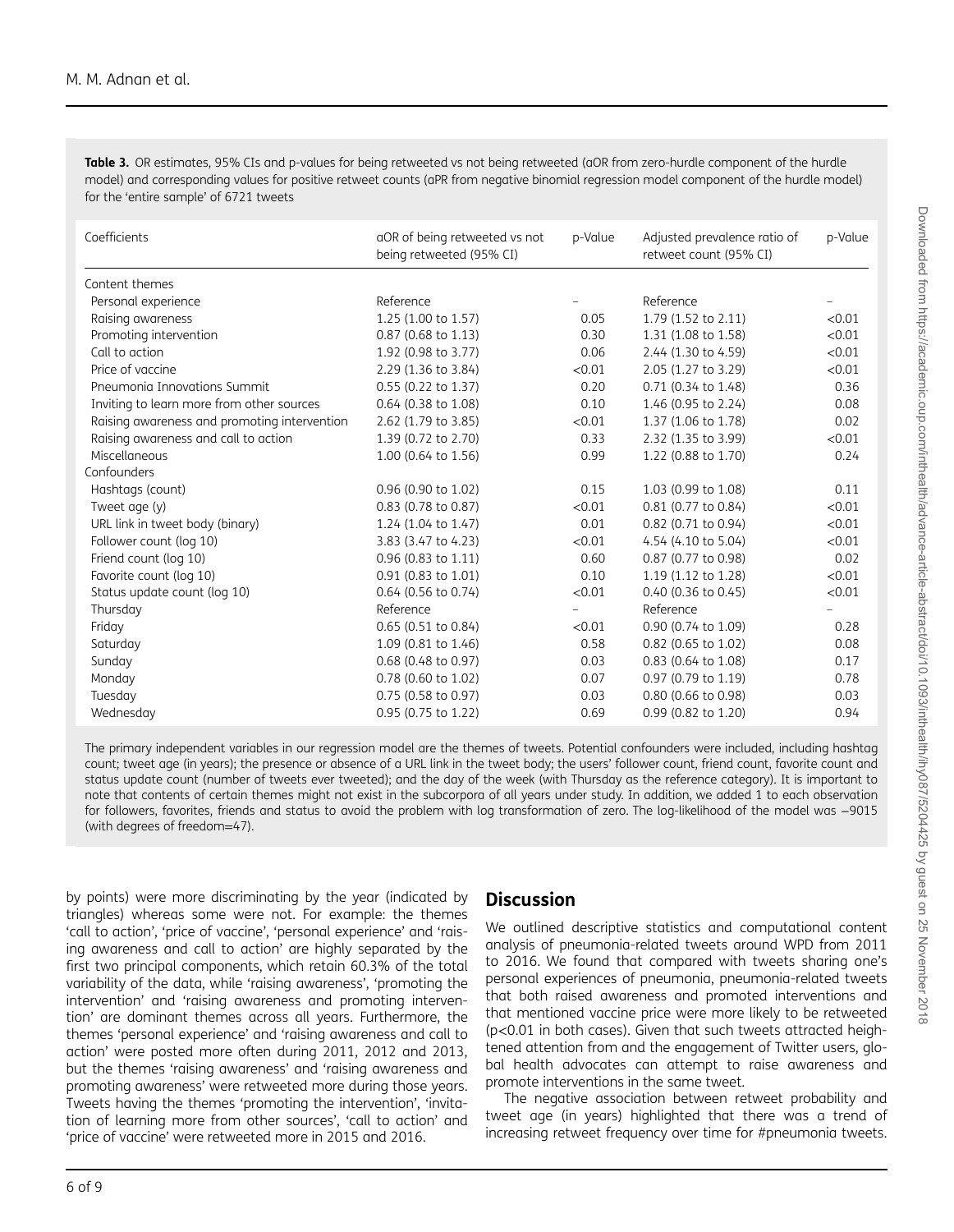**Table 3.** OR estimates, 95% CIs and p-values for being retweeted vs not being retweeted (aOR from zero-hurdle component of the hurdle model) and corresponding values for positive retweet counts (aPR from negative binomial regression model component of the hurdle model) for the 'entire sample' of 6721 tweets

| Coefficients | aOR of being retweeted vs not being retweeted (95% CI) | p-Value | Adjusted prevalence ratio of retweet count (95% CI) | p-Value |
|---|---|---|---|---|
| Content themes | | | | |
| Personal experience | Reference | – | Reference | – |
| Raising awareness | 1.25 (1.00 to 1.57) | 0.05 | 1.79 (1.52 to 2.11) | <0.01 |
| Promoting intervention | 0.87 (0.68 to 1.13) | 0.30 | 1.31 (1.08 to 1.58) | <0.01 |
| Call to action | 1.92 (0.98 to 3.77) | 0.06 | 2.44 (1.30 to 4.59) | <0.01 |
| Price of vaccine | 2.29 (1.36 to 3.84) | <0.01 | 2.05 (1.27 to 3.29) | <0.01 |
| Pneumonia Innovations Summit | 0.55 (0.22 to 1.37) | 0.20 | 0.71 (0.34 to 1.48) | 0.36 |
| Inviting to learn more from other sources | 0.64 (0.38 to 1.08) | 0.10 | 1.46 (0.95 to 2.24) | 0.08 |
| Raising awareness and promoting intervention | 2.62 (1.79 to 3.85) | <0.01 | 1.37 (1.06 to 1.78) | 0.02 |
| Raising awareness and call to action | 1.39 (0.72 to 2.70) | 0.33 | 2.32 (1.35 to 3.99) | <0.01 |
| Miscellaneous | 1.00 (0.64 to 1.56) | 0.99 | 1.22 (0.88 to 1.70) | 0.24 |
| Confounders | | | | |
| Hashtags (count) | 0.96 (0.90 to 1.02) | 0.15 | 1.03 (0.99 to 1.08) | 0.11 |
| Tweet age (y) | 0.83 (0.78 to 0.87) | <0.01 | 0.81 (0.77 to 0.84) | <0.01 |
| URL link in tweet body (binary) | 1.24 (1.04 to 1.47) | 0.01 | 0.82 (0.71 to 0.94) | <0.01 |
| Follower count (log 10) | 3.83 (3.47 to 4.23) | <0.01 | 4.54 (4.10 to 5.04) | <0.01 |
| Friend count (log 10) | 0.96 (0.83 to 1.11) | 0.60 | 0.87 (0.77 to 0.98) | 0.02 |
| Favorite count (log 10) | 0.91 (0.83 to 1.01) | 0.10 | 1.19 (1.12 to 1.28) | <0.01 |
| Status update count (log 10) | 0.64 (0.56 to 0.74) | <0.01 | 0.40 (0.36 to 0.45) | <0.01 |
| Thursday | Reference | – | Reference | – |
| Friday | 0.65 (0.51 to 0.84) | <0.01 | 0.90 (0.74 to 1.09) | 0.28 |
| Saturday | 1.09 (0.81 to 1.46) | 0.58 | 0.82 (0.65 to 1.02) | 0.08 |
| Sunday | 0.68 (0.48 to 0.97) | 0.03 | 0.83 (0.64 to 1.08) | 0.17 |
| Monday | 0.78 (0.60 to 1.02) | 0.07 | 0.97 (0.79 to 1.19) | 0.78 |
| Tuesday | 0.75 (0.58 to 0.97) | 0.03 | 0.80 (0.66 to 0.98) | 0.03 |
| Wednesday | 0.95 (0.75 to 1.22) | 0.69 | 0.99 (0.82 to 1.20) | 0.94 |

The primary independent variables in our regression model are the themes of tweets. Potential confounders were included, including hashtag count; tweet age (in years); the presence or absence of a URL link in the tweet body; the users' follower count, friend count, favorite count and status update count (number of tweets ever tweeted); and the day of the week (with Thursday as the reference category). It is important to note that contents of certain themes might not exist in the subcorpora of all years under study. In addition, we added 1 to each observation for followers, favorites, friends and status to avoid the problem with log transformation of zero. The log-likelihood of the model was −9015 (with degrees of freedom=47).

by points) were more discriminating by the year (indicated by triangles) whereas some were not. For example: the themes 'call to action', 'price of vaccine', 'personal experience' and 'raising awareness and call to action' are highly separated by the first two principal components, which retain 60.3% of the total variability of the data, while 'raising awareness', 'promoting the intervention' and 'raising awareness and promoting intervention' are dominant themes across all years. Furthermore, the themes 'personal experience' and 'raising awareness and call to action' were posted more often during 2011, 2012 and 2013, but the themes 'raising awareness' and 'raising awareness and promoting awareness' were retweeted more during those years. Tweets having the themes 'promoting the intervention', 'invitation of learning more from other sources', 'call to action' and 'price of vaccine' were retweeted more in 2015 and 2016.

## Discussion

We outlined descriptive statistics and computational content analysis of pneumonia-related tweets around WPD from 2011 to 2016. We found that compared with tweets sharing one's personal experiences of pneumonia, pneumonia-related tweets that both raised awareness and promoted interventions and that mentioned vaccine price were more likely to be retweeted ($p<0.01$ in both cases). Given that such tweets attracted heightened attention from and the engagement of Twitter users, global health advocates can attempt to raise awareness and promote interventions in the same tweet.

The negative association between retweet probability and tweet age (in years) highlighted that there was a trend of increasing retweet frequency over time for #pneumonia tweets.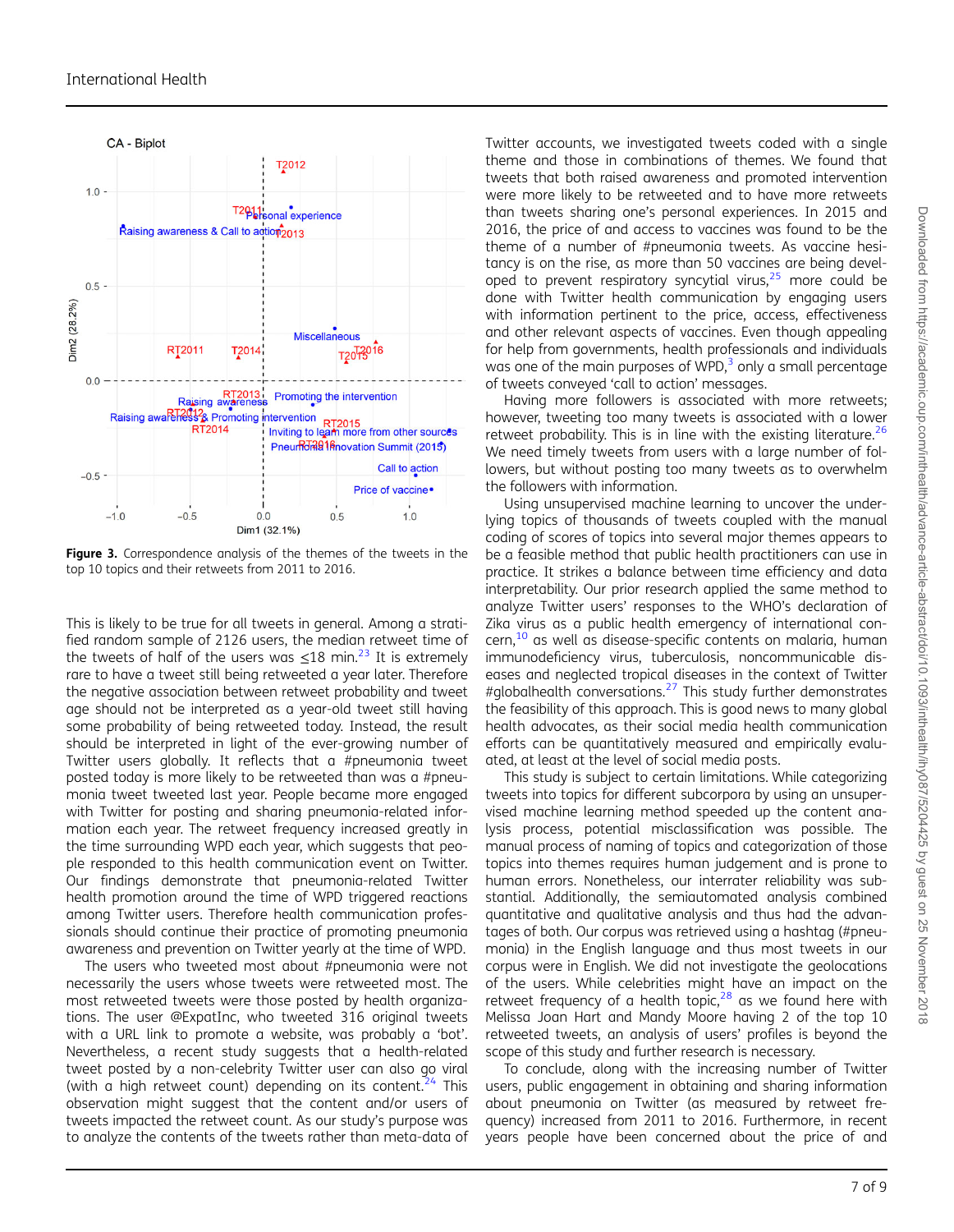Figure 3. Correspondence analysis of the themes of the tweets in the top 10 topics and their retweets from 2011 to 2016.

This is likely to be true for all tweets in general. Among a stratified random sample of 2126 users, the median retweet time of the tweets of half of the users was ≤18 min.[23] It is extremely rare to have a tweet still being retweeted a year later. Therefore the negative association between retweet probability and tweet age should not be interpreted as a year-old tweet still having some probability of being retweeted today. Instead, the result should be interpreted in light of the ever-growing number of Twitter users globally. It reflects that a #pneumonia tweet posted today is more likely to be retweeted than was a #pneumonia tweet tweeted last year. People became more engaged with Twitter for posting and sharing pneumonia-related information each year. The retweet frequency increased greatly in the time surrounding WPD each year, which suggests that people responded to this health communication event on Twitter. Our findings demonstrate that pneumonia-related Twitter health promotion around the time of WPD triggered reactions among Twitter users. Therefore health communication professionals should continue their practice of promoting pneumonia awareness and prevention on Twitter yearly at the time of WPD.

The users who tweeted most about #pneumonia were not necessarily the users whose tweets were retweeted most. The most retweeted tweets were those posted by health organizations. The user @ExpatInc, who tweeted 316 original tweets with a URL link to promote a website, was probably a 'bot'. Nevertheless, a recent study suggests that a health-related tweet posted by a non-celebrity Twitter user can also go viral (with a high retweet count) depending on its content.[24] This observation might suggest that the content and/or users of tweets impacted the retweet count. As our study's purpose was to analyze the contents of the tweets rather than meta-data of Twitter accounts, we investigated tweets coded with a single theme and those in combinations of themes. We found that tweets that both raised awareness and promoted intervention were more likely to be retweeted and to have more retweets than tweets sharing one's personal experiences. In 2015 and 2016, the price of and access to vaccines was found to be the theme of a number of #pneumonia tweets. As vaccine hesitancy is on the rise, as more than 50 vaccines are being developed to prevent respiratory syncytial virus,[25] more could be done with Twitter health communication by engaging users with information pertinent to the price, access, effectiveness and other relevant aspects of vaccines. Even though appealing for help from governments, health professionals and individuals was one of the main purposes of WPD,[3] only a small percentage of tweets conveyed 'call to action' messages.

Having more followers is associated with more retweets; however, tweeting too many tweets is associated with a lower retweet probability. This is in line with the existing literature.[26] We need timely tweets from users with a large number of followers, but without posting too many tweets as to overwhelm the followers with information.

Using unsupervised machine learning to uncover the underlying topics of thousands of tweets coupled with the manual coding of scores of topics into several major themes appears to be a feasible method that public health practitioners can use in practice. It strikes a balance between time efficiency and data interpretability. Our prior research applied the same method to analyze Twitter users' responses to the WHO's declaration of Zika virus as a public health emergency of international concern,[10] as well as disease-specific contents on malaria, human immunodeficiency virus, tuberculosis, noncommunicable diseases and neglected tropical diseases in the context of Twitter #globalhealth conversations.[27] This study further demonstrates the feasibility of this approach. This is good news to many global health advocates, as their social media health communication efforts can be quantitatively measured and empirically evaluated, at least at the level of social media posts.

This study is subject to certain limitations. While categorizing tweets into topics for different subcorpora by using an unsupervised machine learning method speeded up the content analysis process, potential misclassification was possible. The manual process of naming of topics and categorization of those topics into themes requires human judgement and is prone to human errors. Nonetheless, our interrater reliability was substantial. Additionally, the semiautomated analysis combined quantitative and qualitative analysis and thus had the advantages of both. Our corpus was retrieved using a hashtag (#pneumonia) in the English language and thus most tweets in our corpus were in English. We did not investigate the geolocations of the users. While celebrities might have an impact on the retweet frequency of a health topic,[28] as we found here with Melissa Joan Hart and Mandy Moore having 2 of the top 10 retweeted tweets, an analysis of users' profiles is beyond the scope of this study and further research is necessary.

To conclude, along with the increasing number of Twitter users, public engagement in obtaining and sharing information about pneumonia on Twitter (as measured by retweet frequency) increased from 2011 to 2016. Furthermore, in recent years people have been concerned about the price of and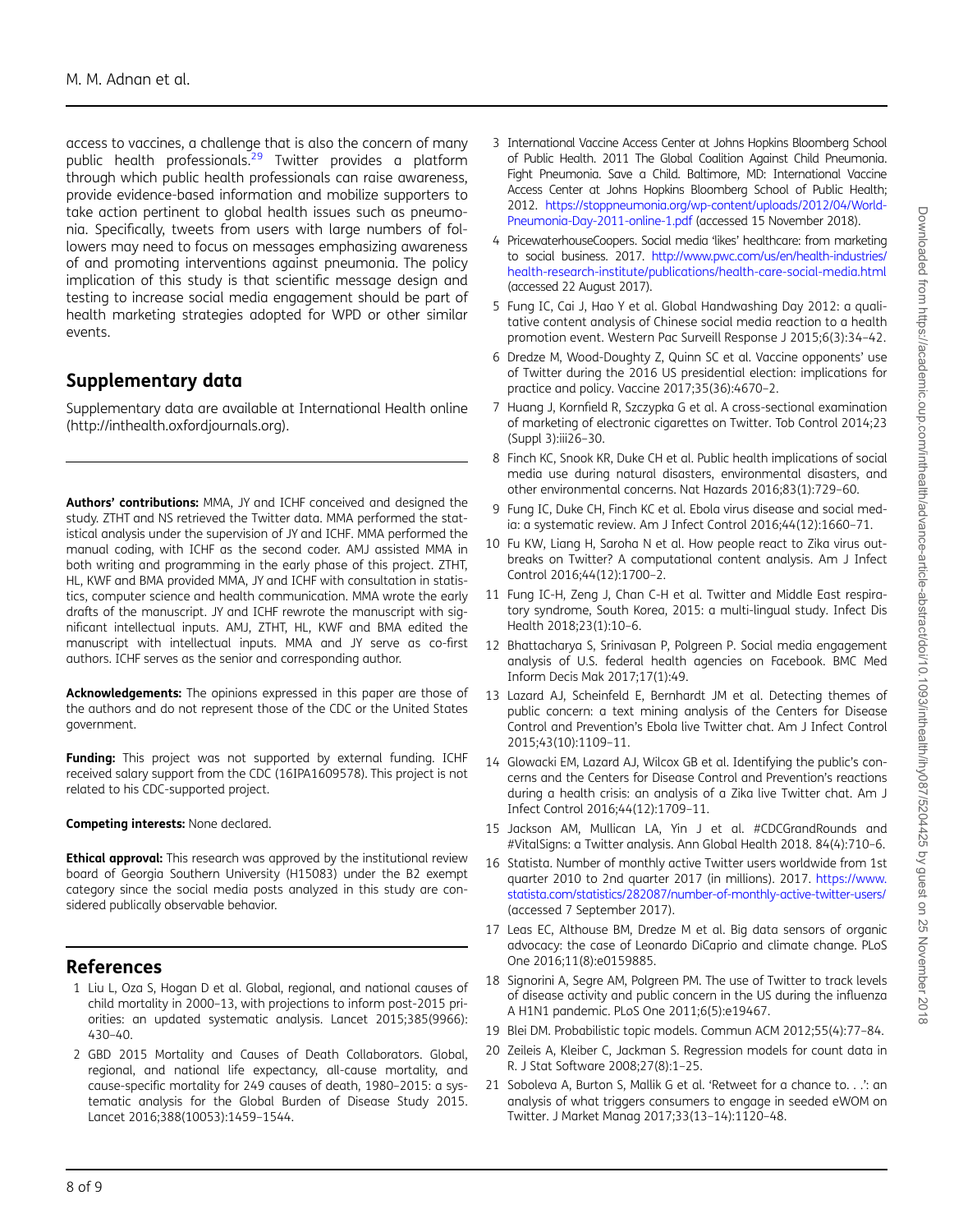access to vaccines, a challenge that is also the concern of many public health professionals.[29] Twitter provides a platform through which public health professionals can raise awareness, provide evidence-based information and mobilize supporters to take action pertinent to global health issues such as pneumonia. Specifically, tweets from users with large numbers of followers may need to focus on messages emphasizing awareness of and promoting interventions against pneumonia. The policy implication of this study is that scientific message design and testing to increase social media engagement should be part of health marketing strategies adopted for WPD or other similar events.

## Supplementary data

Supplementary data are available at International Health online (http://inthealth.oxfordjournals.org).

**Authors' contributions:** MMA, JY and ICHF conceived and designed the study. ZTHT and NS retrieved the Twitter data. MMA performed the statistical analysis under the supervision of JY and ICHF. MMA performed the manual coding, with ICHF as the second coder. AMJ assisted MMA in both writing and programming in the early phase of this project. ZTHT, HL, KWF and BMA provided MMA, JY and ICHF with consultation in statistics, computer science and health communication. MMA wrote the early drafts of the manuscript. JY and ICHF rewrote the manuscript with significant intellectual inputs. AMJ, ZTHT, HL, KWF and BMA edited the manuscript with intellectual inputs. MMA and JY serve as co-first authors. ICHF serves as the senior and corresponding author.

**Acknowledgements:** The opinions expressed in this paper are those of the authors and do not represent those of the CDC or the United States government.

**Funding:** This project was not supported by external funding. ICHF received salary support from the CDC (16IPA1609578). This project is not related to his CDC-supported project.

**Competing interests:** None declared.

**Ethical approval:** This research was approved by the institutional review board of Georgia Southern University (H15083) under the B2 exempt category since the social media posts analyzed in this study are considered publically observable behavior.

## References

1. Liu L, Oza S, Hogan D et al. Global, regional, and national causes of child mortality in 2000–13, with projections to inform post-2015 priorities: an updated systematic analysis. Lancet 2015;385(9966):430–40.
2. GBD 2015 Mortality and Causes of Death Collaborators. Global, regional, and national life expectancy, all-cause mortality, and cause-specific mortality for 249 causes of death, 1980–2015: a systematic analysis for the Global Burden of Disease Study 2015. Lancet 2016;388(10053):1459–1544.
3. International Vaccine Access Center at Johns Hopkins Bloomberg School of Public Health. 2011 The Global Coalition Against Child Pneumonia. Fight Pneumonia. Save a Child. Baltimore, MD: International Vaccine Access Center at Johns Hopkins Bloomberg School of Public Health; 2012. https://stoppneumonia.org/wp-content/uploads/2012/04/World-Pneumonia-Day-2011-online-1.pdf (accessed 15 November 2018).
4. PricewaterhouseCoopers. Social media 'likes' healthcare: from marketing to social business. 2017. http://www.pwc.com/us/en/health-industries/health-research-institute/publications/health-care-social-media.html (accessed 22 August 2017).
5. Fung IC, Cai J, Hao Y et al. Global Handwashing Day 2012: a qualitative content analysis of Chinese social media reaction to a health promotion event. Western Pac Surveill Response J 2015;6(3):34–42.
6. Dredze M, Wood-Doughty Z, Quinn SC et al. Vaccine opponents' use of Twitter during the 2016 US presidential election: implications for practice and policy. Vaccine 2017;35(36):4670–2.
7. Huang J, Kornfield R, Szczypka G et al. A cross-sectional examination of marketing of electronic cigarettes on Twitter. Tob Control 2014;23(Suppl 3):iii26–30.
8. Finch KC, Snook KR, Duke CH et al. Public health implications of social media use during natural disasters, environmental disasters, and other environmental concerns. Nat Hazards 2016;83(1):729–60.
9. Fung IC, Duke CH, Finch KC et al. Ebola virus disease and social media: a systematic review. Am J Infect Control 2016;44(12):1660–71.
10. Fu KW, Liang H, Saroha N et al. How people react to Zika virus outbreaks on Twitter? A computational content analysis. Am J Infect Control 2016;44(12):1700–2.
11. Fung IC-H, Zeng J, Chan C-H et al. Twitter and Middle East respiratory syndrome, South Korea, 2015: a multi-lingual study. Infect Dis Health 2018;23(1):10–6.
12. Bhattacharya S, Srinivasan P, Polgreen P. Social media engagement analysis of U.S. federal health agencies on Facebook. BMC Med Inform Decis Mak 2017;17(1):49.
13. Lazard AJ, Scheinfeld E, Bernhardt JM et al. Detecting themes of public concern: a text mining analysis of the Centers for Disease Control and Prevention's Ebola live Twitter chat. Am J Infect Control 2015;43(10):1109–11.
14. Glowacki EM, Lazard AJ, Wilcox GB et al. Identifying the public's concerns and the Centers for Disease Control and Prevention's reactions during a health crisis: an analysis of a Zika live Twitter chat. Am J Infect Control 2016;44(12):1709–11.
15. Jackson AM, Mullican LA, Yin J et al. #CDCGrandRounds and #VitalSigns: a Twitter analysis. Ann Global Health 2018. 84(4):710–6.
16. Statista. Number of monthly active Twitter users worldwide from 1st quarter 2010 to 2nd quarter 2017 (in millions). 2017. https://www.statista.com/statistics/282087/number-of-monthly-active-twitter-users/ (accessed 7 September 2017).
17. Leas EC, Althouse BM, Dredze M et al. Big data sensors of organic advocacy: the case of Leonardo DiCaprio and climate change. PLoS One 2016;11(8):e0159885.
18. Signorini A, Segre AM, Polgreen PM. The use of Twitter to track levels of disease activity and public concern in the US during the influenza A H1N1 pandemic. PLoS One 2011;6(5):e19467.
19. Blei DM. Probabilistic topic models. Commun ACM 2012;55(4):77–84.
20. Zeileis A, Kleiber C, Jackman S. Regression models for count data in R. J Stat Software 2008;27(8):1–25.
21. Soboleva A, Burton S, Mallik G et al. 'Retweet for a chance to. . .': an analysis of what triggers consumers to engage in seeded eWOM on Twitter. J Market Manag 2017;33(13–14):1120–48.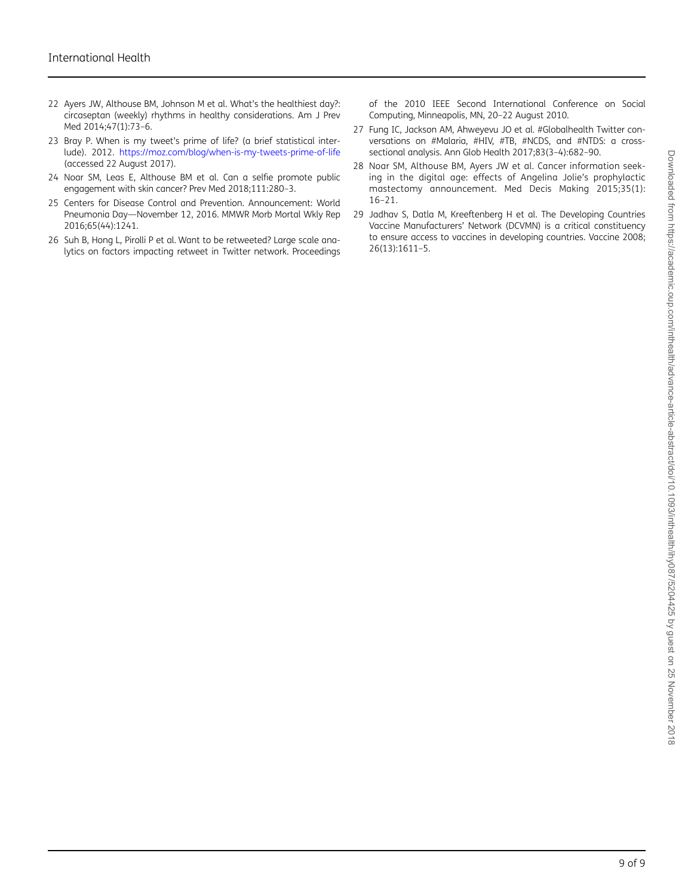22 Ayers JW, Althouse BM, Johnson M et al. What's the healthiest day?: circaseptan (weekly) rhythms in healthy considerations. Am J Prev Med 2014;47(1):73–6.

23 Bray P. When is my tweet's prime of life? (a brief statistical interlude). 2012. https://moz.com/blog/when-is-my-tweets-prime-of-life (accessed 22 August 2017).

24 Noar SM, Leas E, Althouse BM et al. Can a selfie promote public engagement with skin cancer? Prev Med 2018;111:280–3.

25 Centers for Disease Control and Prevention. Announcement: World Pneumonia Day—November 12, 2016. MMWR Morb Mortal Wkly Rep 2016;65(44):1241.

26 Suh B, Hong L, Pirolli P et al. Want to be retweeted? Large scale analytics on factors impacting retweet in Twitter network. Proceedings of the 2010 IEEE Second International Conference on Social Computing, Minneapolis, MN, 20–22 August 2010.

27 Fung IC, Jackson AM, Ahweyevu JO et al. #Globalhealth Twitter conversations on #Malaria, #HIV, #TB, #NCDS, and #NTDS: a cross-sectional analysis. Ann Glob Health 2017;83(3–4):682–90.

28 Noar SM, Althouse BM, Ayers JW et al. Cancer information seeking in the digital age: effects of Angelina Jolie's prophylactic mastectomy announcement. Med Decis Making 2015;35(1): 16–21.

29 Jadhav S, Datla M, Kreeftenberg H et al. The Developing Countries Vaccine Manufacturers' Network (DCVMN) is a critical constituency to ensure access to vaccines in developing countries. Vaccine 2008; 26(13):1611–5.